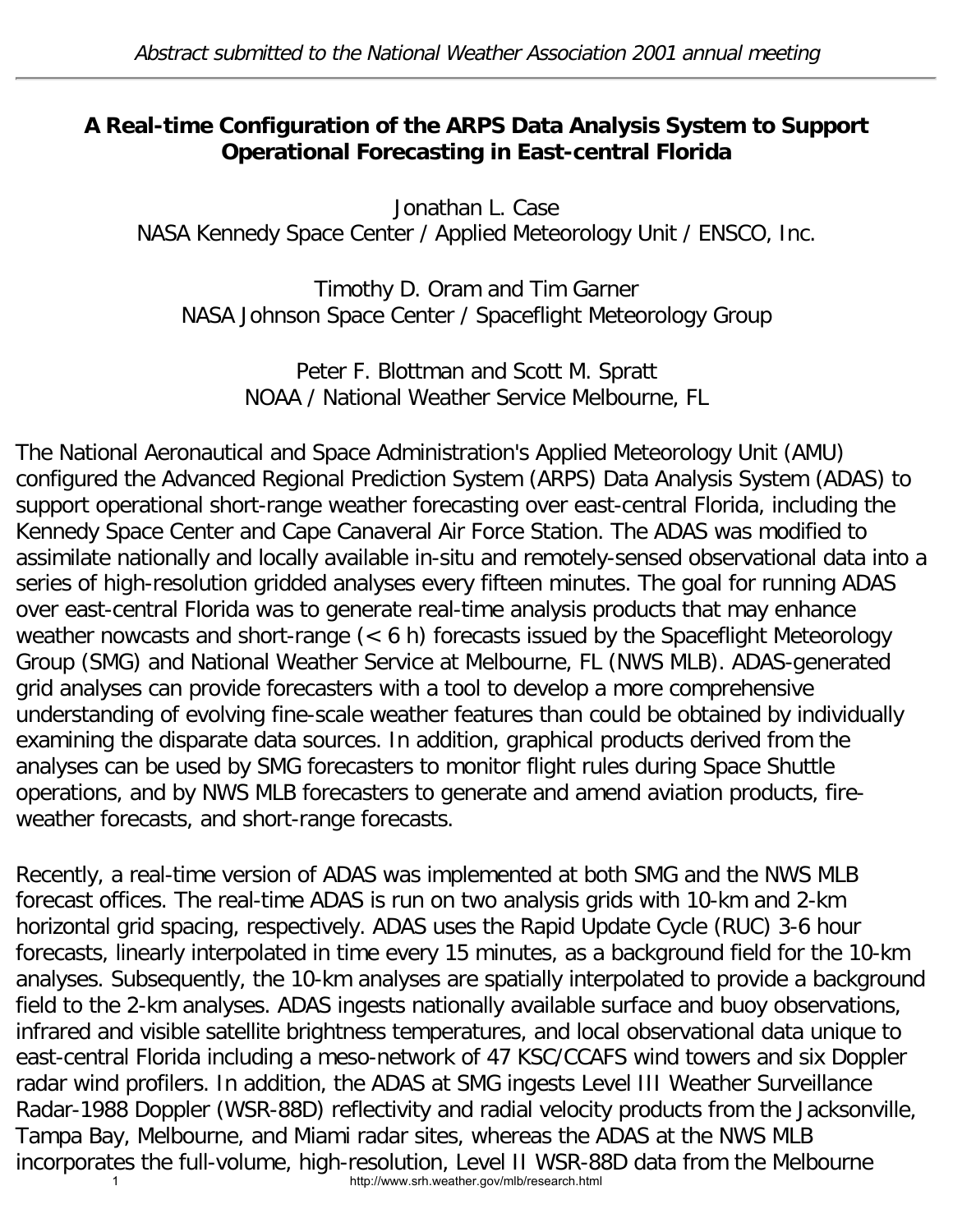*Abstract submitted to the National Weather Association 2001 annual meeting*

# A Real-time Configuration of the ARPS Data Analysis System to Support Operational Forecasting in East-central Florida

Jonathan L. Case
NASA Kennedy Space Center / Applied Meteorology Unit / ENSCO, Inc.

Timothy D. Oram and Tim Garner
NASA Johnson Space Center / Spaceflight Meteorology Group

Peter F. Blottman and Scott M. Spratt
NOAA / National Weather Service Melbourne, FL

The National Aeronautical and Space Administration's Applied Meteorology Unit (AMU) configured the Advanced Regional Prediction System (ARPS) Data Analysis System (ADAS) to support operational short-range weather forecasting over east-central Florida, including the Kennedy Space Center and Cape Canaveral Air Force Station. The ADAS was modified to assimilate nationally and locally available in-situ and remotely-sensed observational data into a series of high-resolution gridded analyses every fifteen minutes. The goal for running ADAS over east-central Florida was to generate real-time analysis products that may enhance weather nowcasts and short-range (< 6 h) forecasts issued by the Spaceflight Meteorology Group (SMG) and National Weather Service at Melbourne, FL (NWS MLB). ADAS-generated grid analyses can provide forecasters with a tool to develop a more comprehensive understanding of evolving fine-scale weather features than could be obtained by individually examining the disparate data sources. In addition, graphical products derived from the analyses can be used by SMG forecasters to monitor flight rules during Space Shuttle operations, and by NWS MLB forecasters to generate and amend aviation products, fire-weather forecasts, and short-range forecasts.

Recently, a real-time version of ADAS was implemented at both SMG and the NWS MLB forecast offices. The real-time ADAS is run on two analysis grids with 10-km and 2-km horizontal grid spacing, respectively. ADAS uses the Rapid Update Cycle (RUC) 3-6 hour forecasts, linearly interpolated in time every 15 minutes, as a background field for the 10-km analyses. Subsequently, the 10-km analyses are spatially interpolated to provide a background field to the 2-km analyses. ADAS ingests nationally available surface and buoy observations, infrared and visible satellite brightness temperatures, and local observational data unique to east-central Florida including a meso-network of 47 KSC/CCAFS wind towers and six Doppler radar wind profilers. In addition, the ADAS at SMG ingests Level III Weather Surveillance Radar-1988 Doppler (WSR-88D) reflectivity and radial velocity products from the Jacksonville, Tampa Bay, Melbourne, and Miami radar sites, whereas the ADAS at the NWS MLB incorporates the full-volume, high-resolution, Level II WSR-88D data from the Melbourne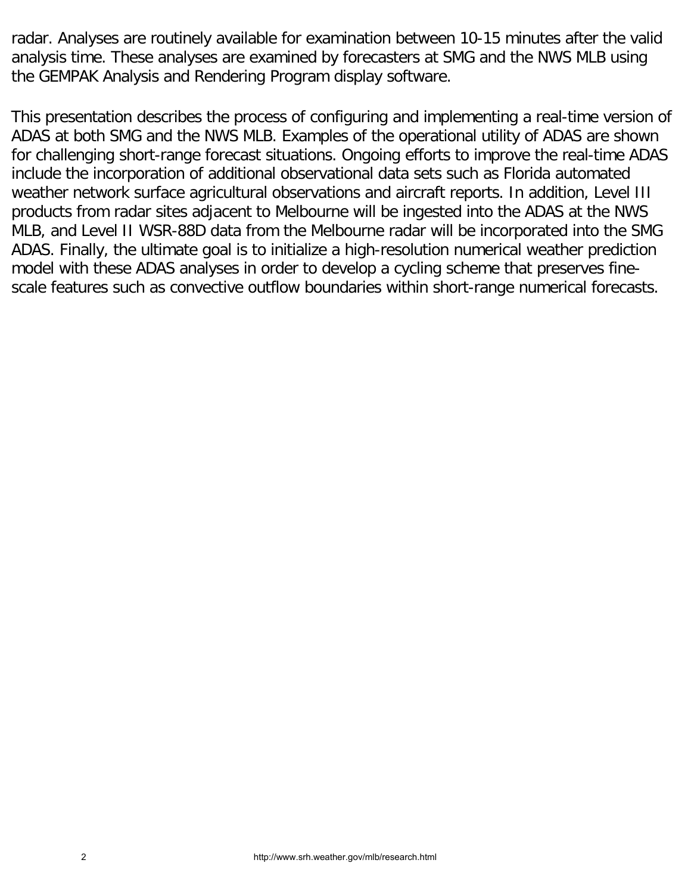radar. Analyses are routinely available for examination between 10-15 minutes after the valid analysis time. These analyses are examined by forecasters at SMG and the NWS MLB using the GEMPAK Analysis and Rendering Program display software.

This presentation describes the process of configuring and implementing a real-time version of ADAS at both SMG and the NWS MLB. Examples of the operational utility of ADAS are shown for challenging short-range forecast situations. Ongoing efforts to improve the real-time ADAS include the incorporation of additional observational data sets such as Florida automated weather network surface agricultural observations and aircraft reports. In addition, Level III products from radar sites adjacent to Melbourne will be ingested into the ADAS at the NWS MLB, and Level II WSR-88D data from the Melbourne radar will be incorporated into the SMG ADAS. Finally, the ultimate goal is to initialize a high-resolution numerical weather prediction model with these ADAS analyses in order to develop a cycling scheme that preserves fine-scale features such as convective outflow boundaries within short-range numerical forecasts.